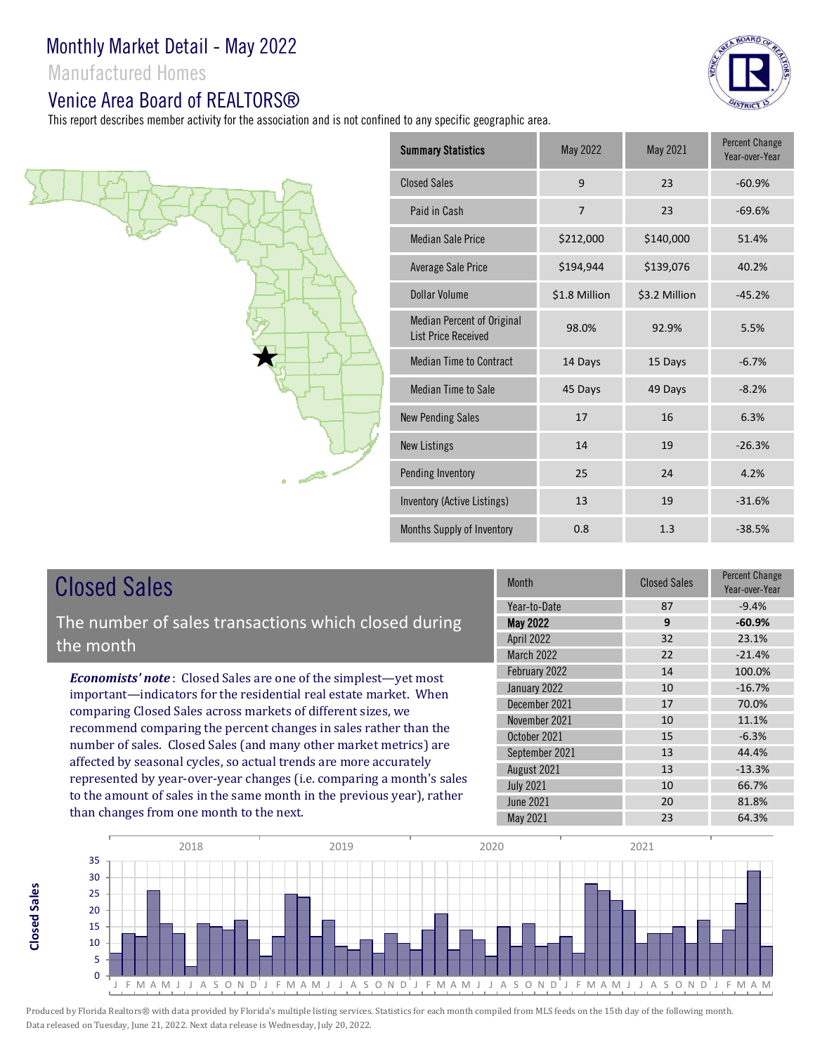# Monthly Market Detail - May 2022

## Manufactured Homes

## Venice Area Board of REALTORS®

This report describes member activity for the association and is not confined to any specific geographic area.

| Summary Statistics | May 2022 | May 2021 | Percent Change Year-over-Year |
|---|---|---|---|
| Closed Sales | 9 | 23 | -60.9% |
| Paid in Cash | 7 | 23 | -69.6% |
| Median Sale Price | $212,000 | $140,000 | 51.4% |
| Average Sale Price | $194,944 | $139,076 | 40.2% |
| Dollar Volume | $1.8 Million | $3.2 Million | -45.2% |
| Median Percent of Original List Price Received | 98.0% | 92.9% | 5.5% |
| Median Time to Contract | 14 Days | 15 Days | -6.7% |
| Median Time to Sale | 45 Days | 49 Days | -8.2% |
| New Pending Sales | 17 | 16 | 6.3% |
| New Listings | 14 | 19 | -26.3% |
| Pending Inventory | 25 | 24 | 4.2% |
| Inventory (Active Listings) | 13 | 19 | -31.6% |
| Months Supply of Inventory | 0.8 | 1.3 | -38.5% |

## Closed Sales

The number of sales transactions which closed during the month

***Economists' note***: Closed Sales are one of the simplest—yet most important—indicators for the residential real estate market. When comparing Closed Sales across markets of different sizes, we recommend comparing the percent changes in sales rather than the number of sales. Closed Sales (and many other market metrics) are affected by seasonal cycles, so actual trends are more accurately represented by year-over-year changes (i.e. comparing a month's sales to the amount of sales in the same month in the previous year), rather than changes from one month to the next.

| Month | Closed Sales | Percent Change Year-over-Year |
|---|---|---|
| Year-to-Date | 87 | -9.4% |
| **May 2022** | **9** | **-60.9%** |
| April 2022 | 32 | 23.1% |
| March 2022 | 22 | -21.4% |
| February 2022 | 14 | 100.0% |
| January 2022 | 10 | -16.7% |
| December 2021 | 17 | 70.0% |
| November 2021 | 10 | 11.1% |
| October 2021 | 15 | -6.3% |
| September 2021 | 13 | 44.4% |
| August 2021 | 13 | -13.3% |
| July 2021 | 10 | 66.7% |
| June 2021 | 20 | 81.8% |
| May 2021 | 23 | 64.3% |

Produced by Florida Realtors® with data provided by Florida's multiple listing services. Statistics for each month compiled from MLS feeds on the 15th day of the following month. Data released on Tuesday, June 21, 2022. Next data release is Wednesday, July 20, 2022.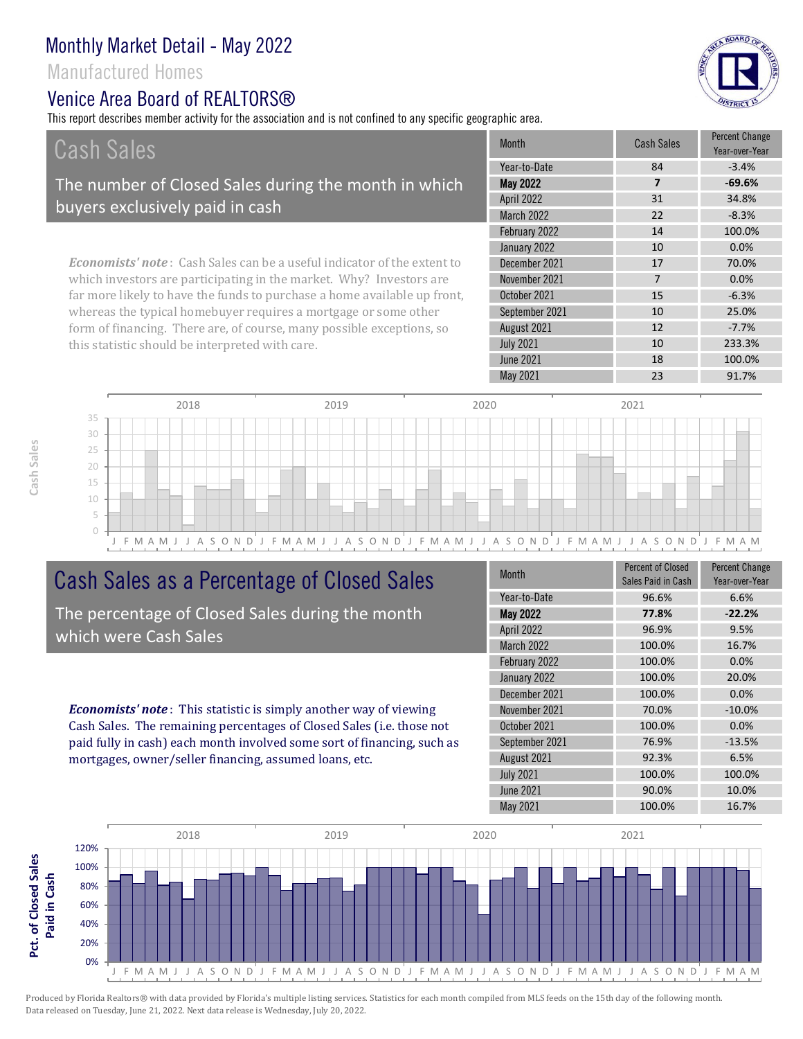# Monthly Market Detail - May 2022

Manufactured Homes

## Venice Area Board of REALTORS®

This report describes member activity for the association and is not confined to any specific geographic area.

## Cash Sales

The number of Closed Sales during the month in which buyers exclusively paid in cash

*Economists' note*: Cash Sales can be a useful indicator of the extent to which investors are participating in the market. Why? Investors are far more likely to have the funds to purchase a home available up front, whereas the typical homebuyer requires a mortgage or some other form of financing. There are, of course, many possible exceptions, so this statistic should be interpreted with care.

| Month | Cash Sales | Percent Change Year-over-Year |
|---|---|---|
| Year-to-Date | 84 | -3.4% |
| **May 2022** | **7** | **-69.6%** |
| April 2022 | 31 | 34.8% |
| March 2022 | 22 | -8.3% |
| February 2022 | 14 | 100.0% |
| January 2022 | 10 | 0.0% |
| December 2021 | 17 | 70.0% |
| November 2021 | 7 | 0.0% |
| October 2021 | 15 | -6.3% |
| September 2021 | 10 | 25.0% |
| August 2021 | 12 | -7.7% |
| July 2021 | 10 | 233.3% |
| June 2021 | 18 | 100.0% |
| May 2021 | 23 | 91.7% |

## Cash Sales as a Percentage of Closed Sales

The percentage of Closed Sales during the month which were Cash Sales

*Economists' note*: This statistic is simply another way of viewing Cash Sales. The remaining percentages of Closed Sales (i.e. those not paid fully in cash) each month involved some sort of financing, such as mortgages, owner/seller financing, assumed loans, etc.

| Month | Percent of Closed Sales Paid in Cash | Percent Change Year-over-Year |
|---|---|---|
| Year-to-Date | 96.6% | 6.6% |
| **May 2022** | **77.8%** | **-22.2%** |
| April 2022 | 96.9% | 9.5% |
| March 2022 | 100.0% | 16.7% |
| February 2022 | 100.0% | 0.0% |
| January 2022 | 100.0% | 20.0% |
| December 2021 | 100.0% | 0.0% |
| November 2021 | 70.0% | -10.0% |
| October 2021 | 100.0% | 0.0% |
| September 2021 | 76.9% | -13.5% |
| August 2021 | 92.3% | 6.5% |
| July 2021 | 100.0% | 100.0% |
| June 2021 | 90.0% | 10.0% |
| May 2021 | 100.0% | 16.7% |

Produced by Florida Realtors® with data provided by Florida's multiple listing services. Statistics for each month compiled from MLS feeds on the 15th day of the following month. Data released on Tuesday, June 21, 2022. Next data release is Wednesday, July 20, 2022.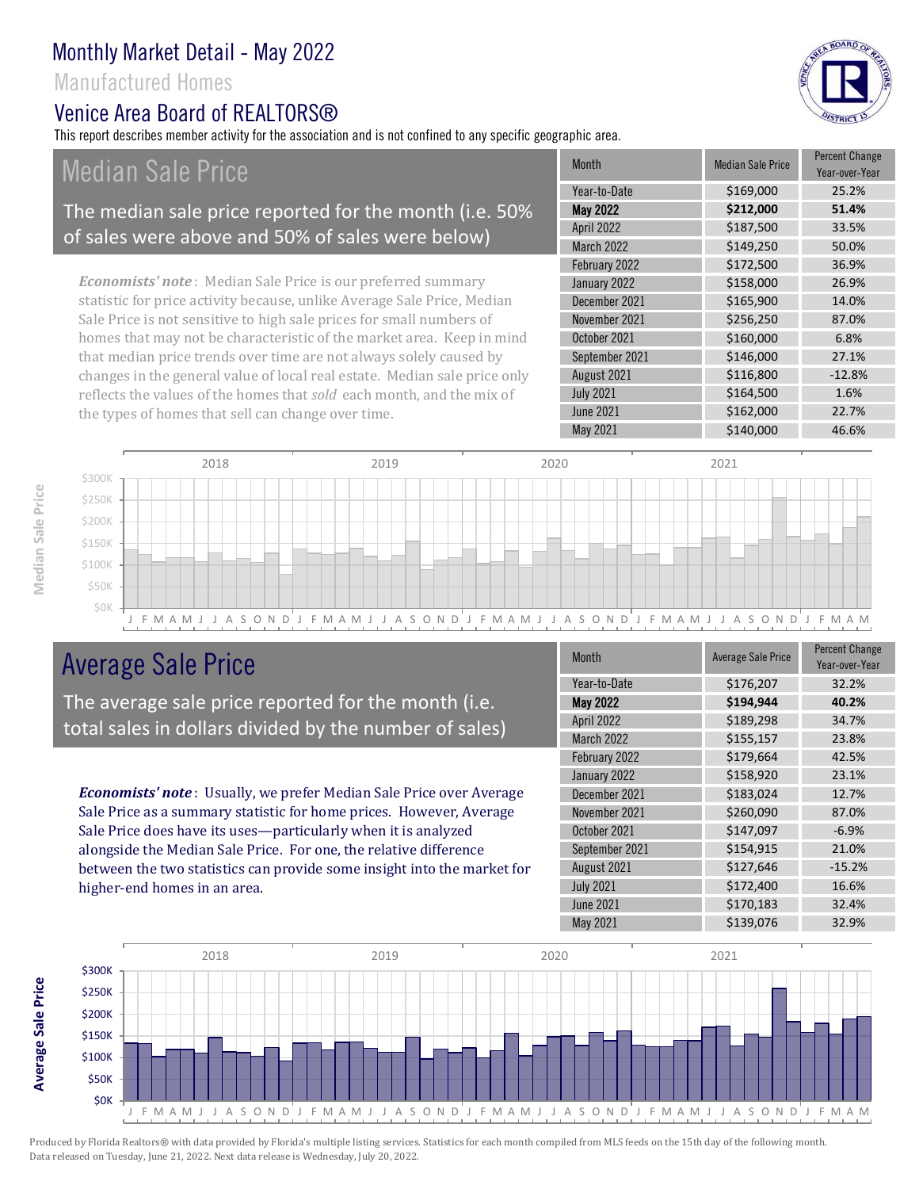# Monthly Market Detail - May 2022

## Manufactured Homes

## Venice Area Board of REALTORS®

This report describes member activity for the association and is not confined to any specific geographic area.

## Median Sale Price

The median sale price reported for the month (i.e. 50% of sales were above and 50% of sales were below)

*Economists' note*: Median Sale Price is our preferred summary statistic for price activity because, unlike Average Sale Price, Median Sale Price is not sensitive to high sale prices for small numbers of homes that may not be characteristic of the market area. Keep in mind that median price trends over time are not always solely caused by changes in the general value of local real estate. Median sale price only reflects the values of the homes that *sold* each month, and the mix of the types of homes that sell can change over time.

| Month | Median Sale Price | Percent Change Year-over-Year |
|---|---|---|
| Year-to-Date | $169,000 | 25.2% |
| **May 2022** | **$212,000** | **51.4%** |
| April 2022 | $187,500 | 33.5% |
| March 2022 | $149,250 | 50.0% |
| February 2022 | $172,500 | 36.9% |
| January 2022 | $158,000 | 26.9% |
| December 2021 | $165,900 | 14.0% |
| November 2021 | $256,250 | 87.0% |
| October 2021 | $160,000 | 6.8% |
| September 2021 | $146,000 | 27.1% |
| August 2021 | $116,800 | -12.8% |
| July 2021 | $164,500 | 1.6% |
| June 2021 | $162,000 | 22.7% |
| May 2021 | $140,000 | 46.6% |

## Average Sale Price

The average sale price reported for the month (i.e. total sales in dollars divided by the number of sales)

*Economists' note*: Usually, we prefer Median Sale Price over Average Sale Price as a summary statistic for home prices. However, Average Sale Price does have its uses—particularly when it is analyzed alongside the Median Sale Price. For one, the relative difference between the two statistics can provide some insight into the market for higher-end homes in an area.

| Month | Average Sale Price | Percent Change Year-over-Year |
|---|---|---|
| Year-to-Date | $176,207 | 32.2% |
| **May 2022** | **$194,944** | **40.2%** |
| April 2022 | $189,298 | 34.7% |
| March 2022 | $155,157 | 23.8% |
| February 2022 | $179,664 | 42.5% |
| January 2022 | $158,920 | 23.1% |
| December 2021 | $183,024 | 12.7% |
| November 2021 | $260,090 | 87.0% |
| October 2021 | $147,097 | -6.9% |
| September 2021 | $154,915 | 21.0% |
| August 2021 | $127,646 | -15.2% |
| July 2021 | $172,400 | 16.6% |
| June 2021 | $170,183 | 32.4% |
| May 2021 | $139,076 | 32.9% |

Produced by Florida Realtors® with data provided by Florida's multiple listing services. Statistics for each month compiled from MLS feeds on the 15th day of the following month. Data released on Tuesday, June 21, 2022. Next data release is Wednesday, July 20, 2022.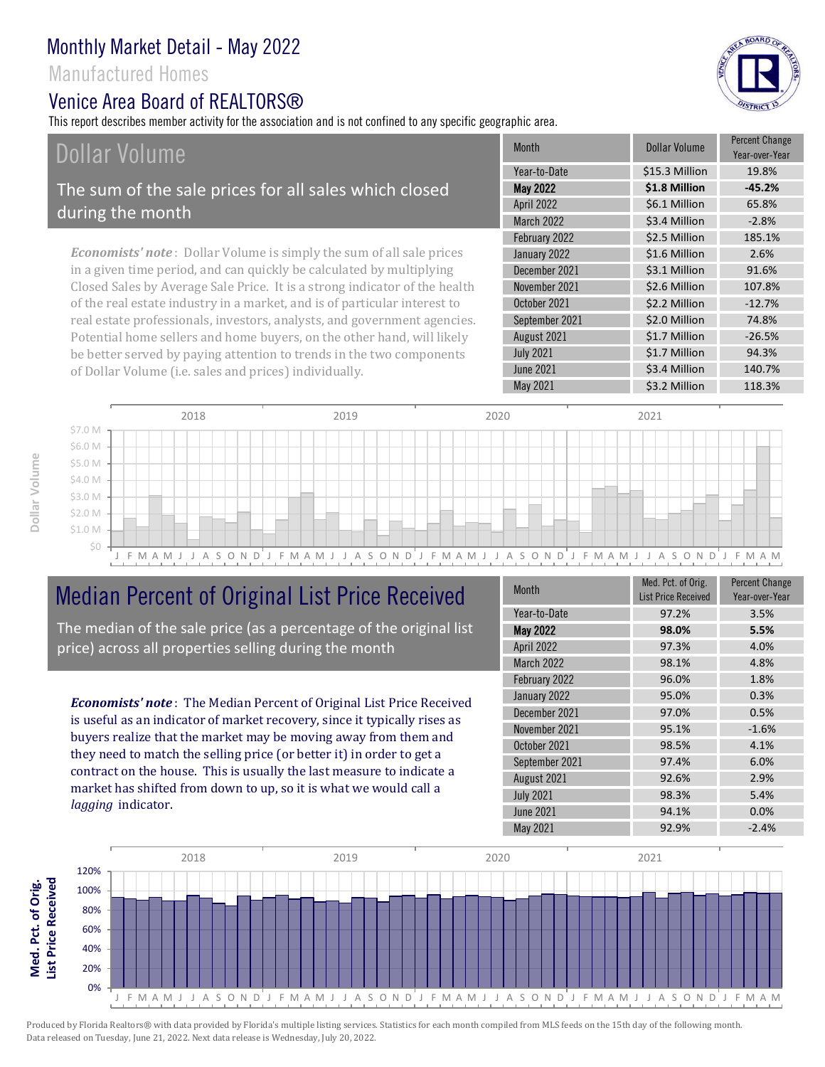# Monthly Market Detail - May 2022

Manufactured Homes

Venice Area Board of REALTORS®

This report describes member activity for the association and is not confined to any specific geographic area.

## Dollar Volume

The sum of the sale prices for all sales which closed during the month

*Economists' note*: Dollar Volume is simply the sum of all sale prices in a given time period, and can quickly be calculated by multiplying Closed Sales by Average Sale Price. It is a strong indicator of the health of the real estate industry in a market, and is of particular interest to real estate professionals, investors, analysts, and government agencies. Potential home sellers and home buyers, on the other hand, will likely be better served by paying attention to trends in the two components of Dollar Volume (i.e. sales and prices) individually.

| Month | Dollar Volume | Percent Change Year-over-Year |
|---|---|---|
| Year-to-Date | $15.3 Million | 19.8% |
| **May 2022** | **$1.8 Million** | **-45.2%** |
| April 2022 | $6.1 Million | 65.8% |
| March 2022 | $3.4 Million | -2.8% |
| February 2022 | $2.5 Million | 185.1% |
| January 2022 | $1.6 Million | 2.6% |
| December 2021 | $3.1 Million | 91.6% |
| November 2021 | $2.6 Million | 107.8% |
| October 2021 | $2.2 Million | -12.7% |
| September 2021 | $2.0 Million | 74.8% |
| August 2021 | $1.7 Million | -26.5% |
| July 2021 | $1.7 Million | 94.3% |
| June 2021 | $3.4 Million | 140.7% |
| May 2021 | $3.2 Million | 118.3% |

## Median Percent of Original List Price Received

The median of the sale price (as a percentage of the original list price) across all properties selling during the month

***Economists' note***: The Median Percent of Original List Price Received is useful as an indicator of market recovery, since it typically rises as buyers realize that the market may be moving away from them and they need to match the selling price (or better it) in order to get a contract on the house. This is usually the last measure to indicate a market has shifted from down to up, so it is what we would call a *lagging* indicator.

| Month | Med. Pct. of Orig. List Price Received | Percent Change Year-over-Year |
|---|---|---|
| Year-to-Date | 97.2% | 3.5% |
| **May 2022** | **98.0%** | **5.5%** |
| April 2022 | 97.3% | 4.0% |
| March 2022 | 98.1% | 4.8% |
| February 2022 | 96.0% | 1.8% |
| January 2022 | 95.0% | 0.3% |
| December 2021 | 97.0% | 0.5% |
| November 2021 | 95.1% | -1.6% |
| October 2021 | 98.5% | 4.1% |
| September 2021 | 97.4% | 6.0% |
| August 2021 | 92.6% | 2.9% |
| July 2021 | 98.3% | 5.4% |
| June 2021 | 94.1% | 0.0% |
| May 2021 | 92.9% | -2.4% |

Produced by Florida Realtors® with data provided by Florida's multiple listing services. Statistics for each month compiled from MLS feeds on the 15th day of the following month. Data released on Tuesday, June 21, 2022. Next data release is Wednesday, July 20, 2022.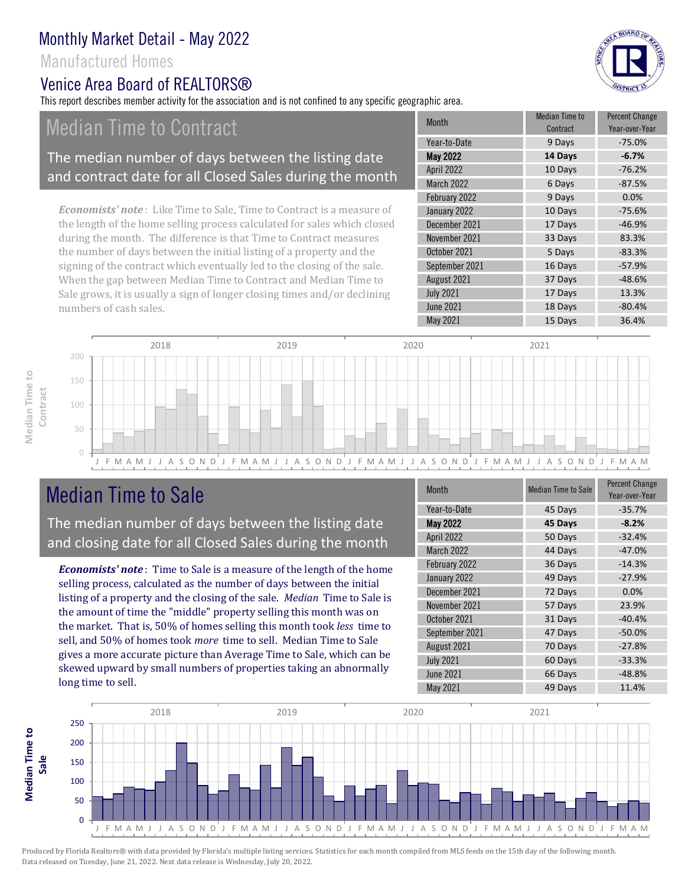# Monthly Market Detail - May 2022

## Manufactured Homes

## Venice Area Board of REALTORS®

This report describes member activity for the association and is not confined to any specific geographic area.

## Median Time to Contract

The median number of days between the listing date and contract date for all Closed Sales during the month

*Economists' note*: Like Time to Sale, Time to Contract is a measure of the length of the home selling process calculated for sales which closed during the month. The difference is that Time to Contract measures the number of days between the initial listing of a property and the signing of the contract which eventually led to the closing of the sale. When the gap between Median Time to Contract and Median Time to Sale grows, it is usually a sign of longer closing times and/or declining numbers of cash sales.

| Month | Median Time to Contract | Percent Change Year-over-Year |
|---|---|---|
| Year-to-Date | 9 Days | -75.0% |
| **May 2022** | **14 Days** | **-6.7%** |
| April 2022 | 10 Days | -76.2% |
| March 2022 | 6 Days | -87.5% |
| February 2022 | 9 Days | 0.0% |
| January 2022 | 10 Days | -75.6% |
| December 2021 | 17 Days | -46.9% |
| November 2021 | 33 Days | 83.3% |
| October 2021 | 5 Days | -83.3% |
| September 2021 | 16 Days | -57.9% |
| August 2021 | 37 Days | -48.6% |
| July 2021 | 17 Days | 13.3% |
| June 2021 | 18 Days | -80.4% |
| May 2021 | 15 Days | 36.4% |

## Median Time to Sale

The median number of days between the listing date and closing date for all Closed Sales during the month

*Economists' note*: Time to Sale is a measure of the length of the home selling process, calculated as the number of days between the initial listing of a property and the closing of the sale. *Median* Time to Sale is the amount of time the "middle" property selling this month was on the market. That is, 50% of homes selling this month took *less* time to sell, and 50% of homes took *more* time to sell. Median Time to Sale gives a more accurate picture than Average Time to Sale, which can be skewed upward by small numbers of properties taking an abnormally long time to sell.

| Month | Median Time to Sale | Percent Change Year-over-Year |
|---|---|---|
| Year-to-Date | 45 Days | -35.7% |
| **May 2022** | **45 Days** | **-8.2%** |
| April 2022 | 50 Days | -32.4% |
| March 2022 | 44 Days | -47.0% |
| February 2022 | 36 Days | -14.3% |
| January 2022 | 49 Days | -27.9% |
| December 2021 | 72 Days | 0.0% |
| November 2021 | 57 Days | 23.9% |
| October 2021 | 31 Days | -40.4% |
| September 2021 | 47 Days | -50.0% |
| August 2021 | 70 Days | -27.8% |
| July 2021 | 60 Days | -33.3% |
| June 2021 | 66 Days | -48.8% |
| May 2021 | 49 Days | 11.4% |

Produced by Florida Realtors® with data provided by Florida's multiple listing services. Statistics for each month compiled from MLS feeds on the 15th day of the following month. Data released on Tuesday, June 21, 2022. Next data release is Wednesday, July 20, 2022.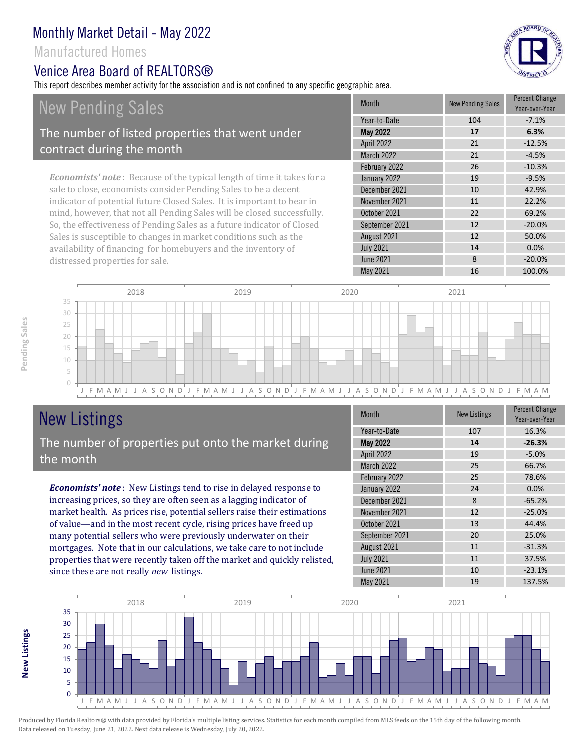# Monthly Market Detail - May 2022

Manufactured Homes

Venice Area Board of REALTORS®

This report describes member activity for the association and is not confined to any specific geographic area.

## New Pending Sales

The number of listed properties that went under contract during the month

***Economists' note***: Because of the typical length of time it takes for a sale to close, economists consider Pending Sales to be a decent indicator of potential future Closed Sales. It is important to bear in mind, however, that not all Pending Sales will be closed successfully. So, the effectiveness of Pending Sales as a future indicator of Closed Sales is susceptible to changes in market conditions such as the availability of financing for homebuyers and the inventory of distressed properties for sale.

| Month | New Pending Sales | Percent Change Year-over-Year |
|---|---|---|
| Year-to-Date | 104 | -7.1% |
| **May 2022** | **17** | **6.3%** |
| April 2022 | 21 | -12.5% |
| March 2022 | 21 | -4.5% |
| February 2022 | 26 | -10.3% |
| January 2022 | 19 | -9.5% |
| December 2021 | 10 | 42.9% |
| November 2021 | 11 | 22.2% |
| October 2021 | 22 | 69.2% |
| September 2021 | 12 | -20.0% |
| August 2021 | 12 | 50.0% |
| July 2021 | 14 | 0.0% |
| June 2021 | 8 | -20.0% |
| May 2021 | 16 | 100.0% |

## New Listings

The number of properties put onto the market during the month

***Economists' note***: New Listings tend to rise in delayed response to increasing prices, so they are often seen as a lagging indicator of market health. As prices rise, potential sellers raise their estimations of value—and in the most recent cycle, rising prices have freed up many potential sellers who were previously underwater on their mortgages. Note that in our calculations, we take care to not include properties that were recently taken off the market and quickly relisted, since these are not really *new* listings.

| Month | New Listings | Percent Change Year-over-Year |
|---|---|---|
| Year-to-Date | 107 | 16.3% |
| **May 2022** | **14** | **-26.3%** |
| April 2022 | 19 | -5.0% |
| March 2022 | 25 | 66.7% |
| February 2022 | 25 | 78.6% |
| January 2022 | 24 | 0.0% |
| December 2021 | 8 | -65.2% |
| November 2021 | 12 | -25.0% |
| October 2021 | 13 | 44.4% |
| September 2021 | 20 | 25.0% |
| August 2021 | 11 | -31.3% |
| July 2021 | 11 | 37.5% |
| June 2021 | 10 | -23.1% |
| May 2021 | 19 | 137.5% |

Produced by Florida Realtors® with data provided by Florida's multiple listing services. Statistics for each month compiled from MLS feeds on the 15th day of the following month. Data released on Tuesday, June 21, 2022. Next data release is Wednesday, July 20, 2022.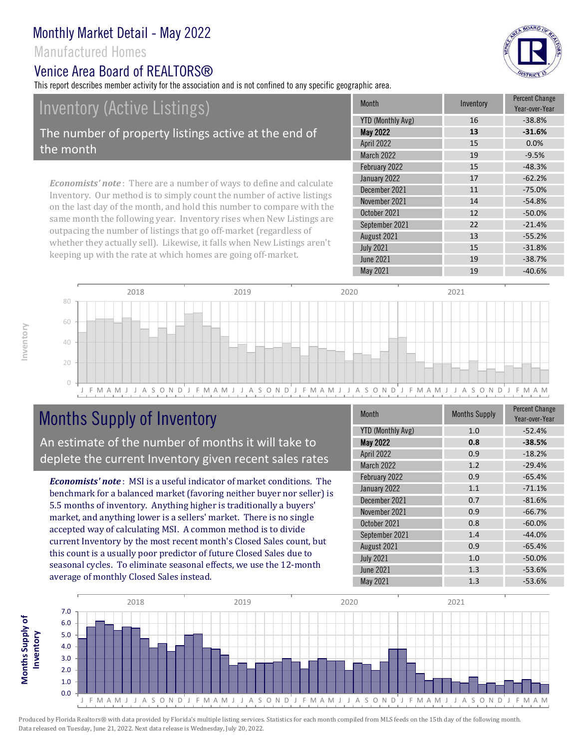# Monthly Market Detail - May 2022

## Manufactured Homes

## Venice Area Board of REALTORS®

This report describes member activity for the association and is not confined to any specific geographic area.

## Inventory (Active Listings)

The number of property listings active at the end of the month

***Economists' note***: There are a number of ways to define and calculate Inventory. Our method is to simply count the number of active listings on the last day of the month, and hold this number to compare with the same month the following year. Inventory rises when New Listings are outpacing the number of listings that go off-market (regardless of whether they actually sell). Likewise, it falls when New Listings aren't keeping up with the rate at which homes are going off-market.

| Month | Inventory | Percent Change Year-over-Year |
|---|---|---|
| YTD (Monthly Avg) | 16 | -38.8% |
| **May 2022** | **13** | **-31.6%** |
| April 2022 | 15 | 0.0% |
| March 2022 | 19 | -9.5% |
| February 2022 | 15 | -48.3% |
| January 2022 | 17 | -62.2% |
| December 2021 | 11 | -75.0% |
| November 2021 | 14 | -54.8% |
| October 2021 | 12 | -50.0% |
| September 2021 | 22 | -21.4% |
| August 2021 | 13 | -55.2% |
| July 2021 | 15 | -31.8% |
| June 2021 | 19 | -38.7% |
| May 2021 | 19 | -40.6% |

## Months Supply of Inventory

An estimate of the number of months it will take to deplete the current Inventory given recent sales rates

***Economists' note***: MSI is a useful indicator of market conditions. The benchmark for a balanced market (favoring neither buyer nor seller) is 5.5 months of inventory. Anything higher is traditionally a buyers' market, and anything lower is a sellers' market. There is no single accepted way of calculating MSI. A common method is to divide current Inventory by the most recent month's Closed Sales count, but this count is a usually poor predictor of future Closed Sales due to seasonal cycles. To eliminate seasonal effects, we use the 12-month average of monthly Closed Sales instead.

| Month | Months Supply | Percent Change Year-over-Year |
|---|---|---|
| YTD (Monthly Avg) | 1.0 | -52.4% |
| **May 2022** | **0.8** | **-38.5%** |
| April 2022 | 0.9 | -18.2% |
| March 2022 | 1.2 | -29.4% |
| February 2022 | 0.9 | -65.4% |
| January 2022 | 1.1 | -71.1% |
| December 2021 | 0.7 | -81.6% |
| November 2021 | 0.9 | -66.7% |
| October 2021 | 0.8 | -60.0% |
| September 2021 | 1.4 | -44.0% |
| August 2021 | 0.9 | -65.4% |
| July 2021 | 1.0 | -50.0% |
| June 2021 | 1.3 | -53.6% |
| May 2021 | 1.3 | -53.6% |

Produced by Florida Realtors® with data provided by Florida's multiple listing services. Statistics for each month compiled from MLS feeds on the 15th day of the following month. Data released on Tuesday, June 21, 2022. Next data release is Wednesday, July 20, 2022.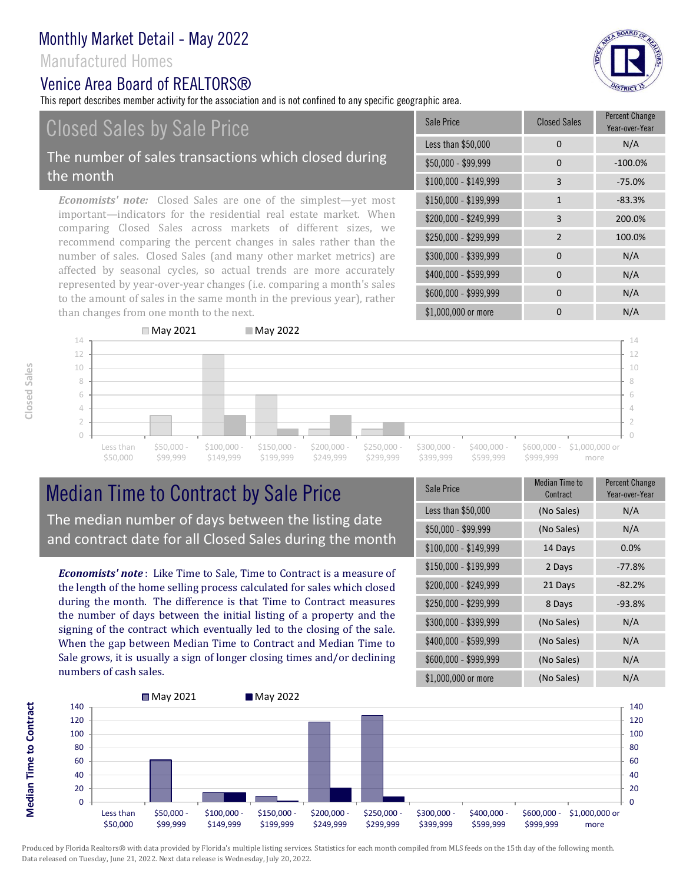# Monthly Market Detail - May 2022

Manufactured Homes

Venice Area Board of REALTORS®

This report describes member activity for the association and is not confined to any specific geographic area.

## Closed Sales by Sale Price

The number of sales transactions which closed during the month

*Economists' note:* Closed Sales are one of the simplest—yet most important—indicators for the residential real estate market. When comparing Closed Sales across markets of different sizes, we recommend comparing the percent changes in sales rather than the number of sales. Closed Sales (and many other market metrics) are affected by seasonal cycles, so actual trends are more accurately represented by year-over-year changes (i.e. comparing a month's sales to the amount of sales in the same month in the previous year), rather than changes from one month to the next.

| Sale Price | Closed Sales | Percent Change Year-over-Year |
|---|---|---|
| Less than $50,000 | 0 | N/A |
| $50,000 - $99,999 | 0 | -100.0% |
| $100,000 - $149,999 | 3 | -75.0% |
| $150,000 - $199,999 | 1 | -83.3% |
| $200,000 - $249,999 | 3 | 200.0% |
| $250,000 - $299,999 | 2 | 100.0% |
| $300,000 - $399,999 | 0 | N/A |
| $400,000 - $599,999 | 0 | N/A |
| $600,000 - $999,999 | 0 | N/A |
| $1,000,000 or more | 0 | N/A |

## Median Time to Contract by Sale Price

The median number of days between the listing date and contract date for all Closed Sales during the month

***Economists' note***: Like Time to Sale, Time to Contract is a measure of the length of the home selling process calculated for sales which closed during the month. The difference is that Time to Contract measures the number of days between the initial listing of a property and the signing of the contract which eventually led to the closing of the sale. When the gap between Median Time to Contract and Median Time to Sale grows, it is usually a sign of longer closing times and/or declining numbers of cash sales.

| Sale Price | Median Time to Contract | Percent Change Year-over-Year |
|---|---|---|
| Less than $50,000 | (No Sales) | N/A |
| $50,000 - $99,999 | (No Sales) | N/A |
| $100,000 - $149,999 | 14 Days | 0.0% |
| $150,000 - $199,999 | 2 Days | -77.8% |
| $200,000 - $249,999 | 21 Days | -82.2% |
| $250,000 - $299,999 | 8 Days | -93.8% |
| $300,000 - $399,999 | (No Sales) | N/A |
| $400,000 - $599,999 | (No Sales) | N/A |
| $600,000 - $999,999 | (No Sales) | N/A |
| $1,000,000 or more | (No Sales) | N/A |

Produced by Florida Realtors® with data provided by Florida's multiple listing services. Statistics for each month compiled from MLS feeds on the 15th day of the following month. Data released on Tuesday, June 21, 2022. Next data release is Wednesday, July 20, 2022.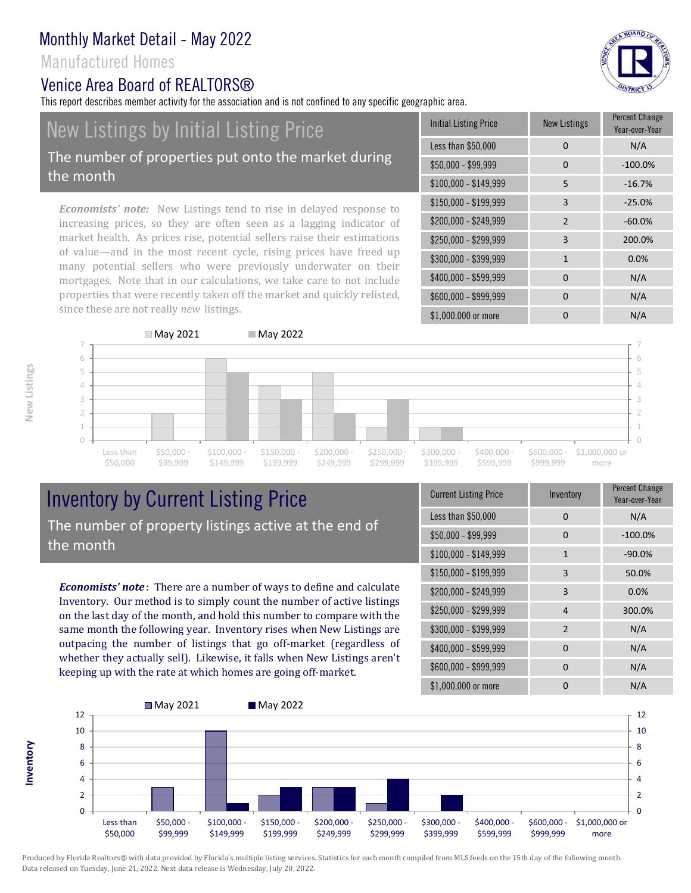# Monthly Market Detail - May 2022

Manufactured Homes

Venice Area Board of REALTORS®

This report describes member activity for the association and is not confined to any specific geographic area.

## New Listings by Initial Listing Price

The number of properties put onto the market during the month

*Economists' note:* New Listings tend to rise in delayed response to increasing prices, so they are often seen as a lagging indicator of market health. As prices rise, potential sellers raise their estimations of value—and in the most recent cycle, rising prices have freed up many potential sellers who were previously underwater on their mortgages. Note that in our calculations, we take care to not include properties that were recently taken off the market and quickly relisted, since these are not really *new* listings.

| Initial Listing Price | New Listings | Percent Change Year-over-Year |
|---|---|---|
| Less than $50,000 | 0 | N/A |
| $50,000 - $99,999 | 0 | -100.0% |
| $100,000 - $149,999 | 5 | -16.7% |
| $150,000 - $199,999 | 3 | -25.0% |
| $200,000 - $249,999 | 2 | -60.0% |
| $250,000 - $299,999 | 3 | 200.0% |
| $300,000 - $399,999 | 1 | 0.0% |
| $400,000 - $599,999 | 0 | N/A |
| $600,000 - $999,999 | 0 | N/A |
| $1,000,000 or more | 0 | N/A |

## Inventory by Current Listing Price

The number of property listings active at the end of the month

***Economists' note***: There are a number of ways to define and calculate Inventory. Our method is to simply count the number of active listings on the last day of the month, and hold this number to compare with the same month the following year. Inventory rises when New Listings are outpacing the number of listings that go off-market (regardless of whether they actually sell). Likewise, it falls when New Listings aren't keeping up with the rate at which homes are going off-market.

| Current Listing Price | Inventory | Percent Change Year-over-Year |
|---|---|---|
| Less than $50,000 | 0 | N/A |
| $50,000 - $99,999 | 0 | -100.0% |
| $100,000 - $149,999 | 1 | -90.0% |
| $150,000 - $199,999 | 3 | 50.0% |
| $200,000 - $249,999 | 3 | 0.0% |
| $250,000 - $299,999 | 4 | 300.0% |
| $300,000 - $399,999 | 2 | N/A |
| $400,000 - $599,999 | 0 | N/A |
| $600,000 - $999,999 | 0 | N/A |
| $1,000,000 or more | 0 | N/A |

Produced by Florida Realtors® with data provided by Florida's multiple listing services. Statistics for each month compiled from MLS feeds on the 15th day of the following month. Data released on Tuesday, June 21, 2022. Next data release is Wednesday, July 20, 2022.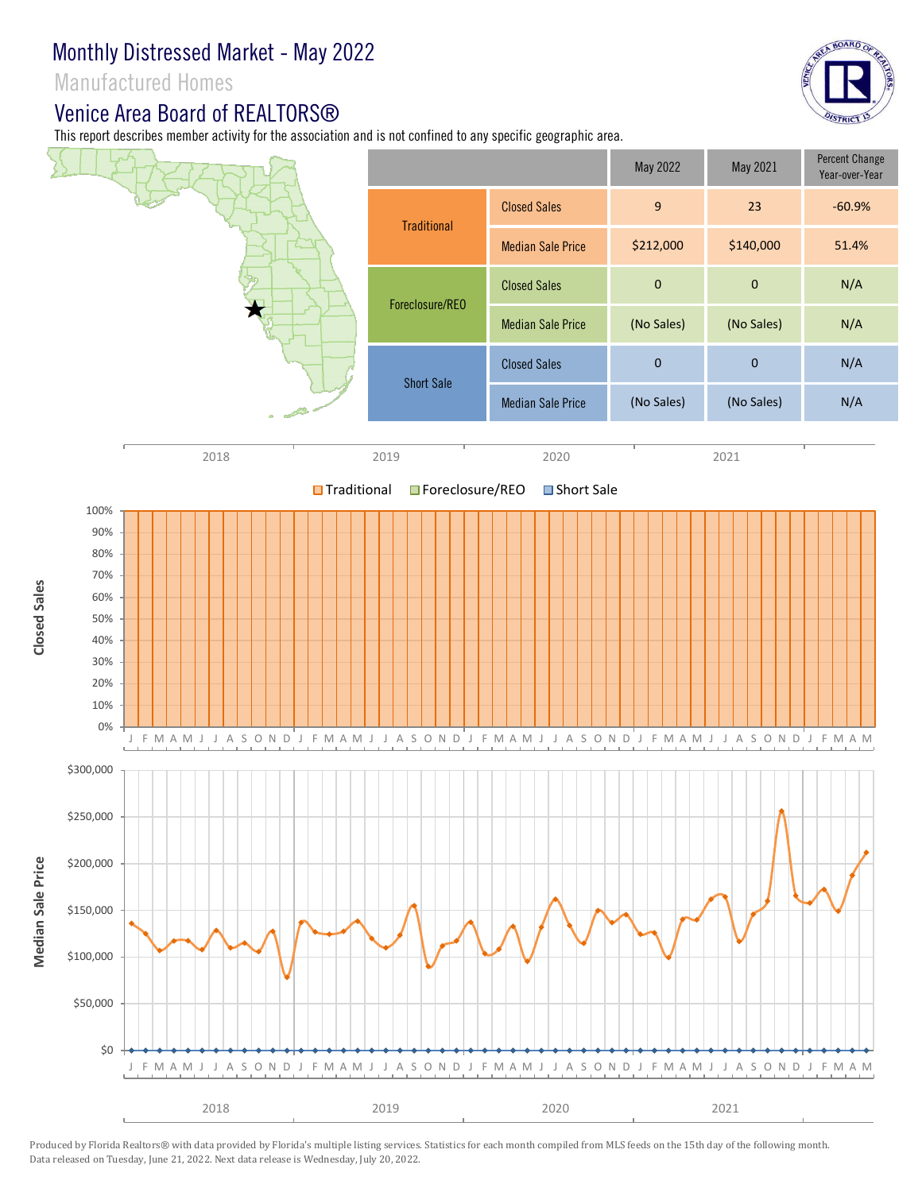# Monthly Distressed Market - May 2022

## Manufactured Homes

## Venice Area Board of REALTORS®

This report describes member activity for the association and is not confined to any specific geographic area.

| | | May 2022 | May 2021 | Percent Change Year-over-Year |
|---|---|---|---|---|
| Traditional | Closed Sales | 9 | 23 | -60.9% |
| | Median Sale Price | $212,000 | $140,000 | 51.4% |
| Foreclosure/REO | Closed Sales | 0 | 0 | N/A |
| | Median Sale Price | (No Sales) | (No Sales) | N/A |
| Short Sale | Closed Sales | 0 | 0 | N/A |
| | Median Sale Price | (No Sales) | (No Sales) | N/A |

2018 2019 2020 2021

Traditional Foreclosure/REO Short Sale

Closed Sales

100% 90% 80% 70% 60% 50% 40% 30% 20% 10% 0%

J F M A M J J A S O N D J F M A M J J A S O N D J F M A M J J A S O N D J F M A M J J A S O N D J F M A M

Median Sale Price

$300,000 $250,000 $200,000 $150,000 $100,000 $50,000 $0

J F M A M J J A S O N D J F M A M J J A S O N D J F M A M J J A S O N D J F M A M J J A S O N D J F M A M

2018 2019 2020 2021

Produced by Florida Realtors® with data provided by Florida's multiple listing services. Statistics for each month compiled from MLS feeds on the 15th day of the following month.
Data released on Tuesday, June 21, 2022. Next data release is Wednesday, July 20, 2022.